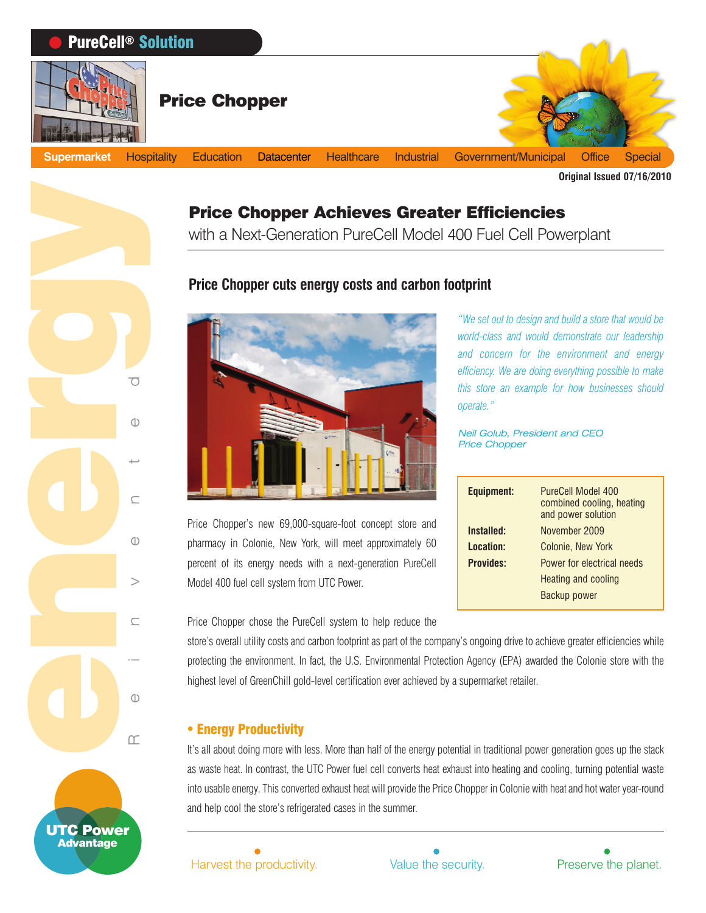PureCell® Solution

# Price Chopper

Supermarket | Hospitality | Education | Datacenter | Healthcare | Industrial | Government/Municipal | Office | Special

**Original Issued 07/16/2010**

## Price Chopper Achieves Greater Efficiencies

with a Next-Generation PureCell Model 400 Fuel Cell Powerplant

### Price Chopper cuts energy costs and carbon footprint

*"We set out to design and build a store that would be world-class and would demonstrate our leadership and concern for the environment and energy efficiency. We are doing everything possible to make this store an example for how businesses should operate."*

*Neil Golub, President and CEO*
*Price Chopper*

| | |
|---|---|
| **Equipment:** | PureCell Model 400 combined cooling, heating and power solution |
| **Installed:** | November 2009 |
| **Location:** | Colonie, New York |
| **Provides:** | Power for electrical needs |
| | Heating and cooling |
| | Backup power |

Price Chopper's new 69,000-square-foot concept store and pharmacy in Colonie, New York, will meet approximately 60 percent of its energy needs with a next-generation PureCell Model 400 fuel cell system from UTC Power.

Price Chopper chose the PureCell system to help reduce the store's overall utility costs and carbon footprint as part of the company's ongoing drive to achieve greater efficiencies while protecting the environment. In fact, the U.S. Environmental Protection Agency (EPA) awarded the Colonie store with the highest level of GreenChill gold-level certification ever achieved by a supermarket retailer.

### • Energy Productivity

It's all about doing more with less. More than half of the energy potential in traditional power generation goes up the stack as waste heat. In contrast, the UTC Power fuel cell converts heat exhaust into heating and cooling, turning potential waste into usable energy. This converted exhaust heat will provide the Price Chopper in Colonie with heat and hot water year-round and help cool the store's refrigerated cases in the summer.

UTC Power Advantage

Harvest the productivity. Value the security. Preserve the planet.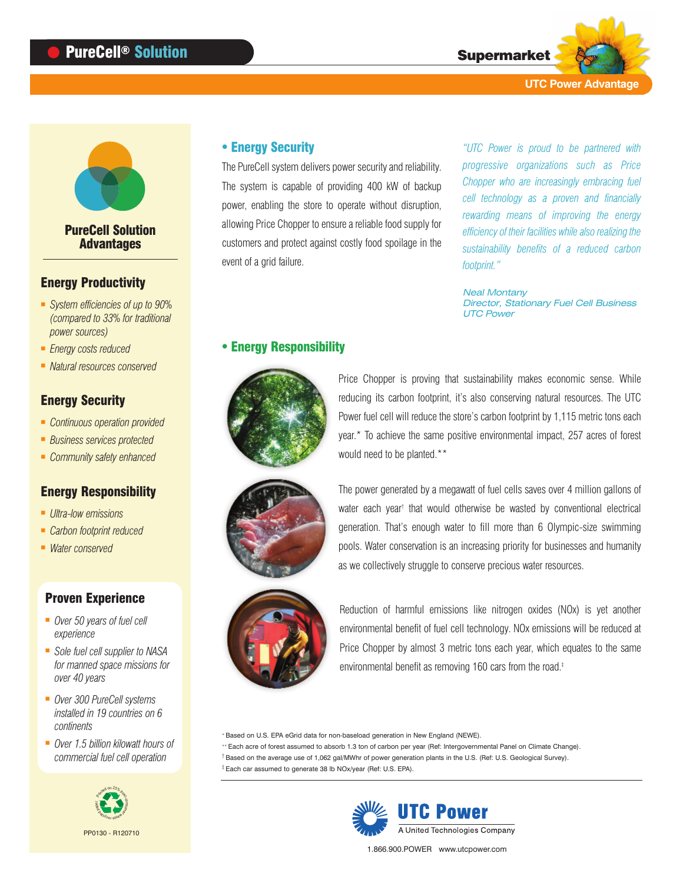# PureCell® Solution

Supermarket

UTC Power Advantage

## PureCell Solution Advantages

### Energy Productivity

- *System efficiencies of up to 90% (compared to 33% for traditional power sources)*
- *Energy costs reduced*
- *Natural resources conserved*

### Energy Security

- *Continuous operation provided*
- *Business services protected*
- *Community safety enhanced*

### Energy Responsibility

- *Ultra-low emissions*
- *Carbon footprint reduced*
- *Water conserved*

### Proven Experience

- *Over 50 years of fuel cell experience*
- *Sole fuel cell supplier to NASA for manned space missions for over 40 years*
- *Over 300 PureCell systems installed in 19 countries on 6 continents*
- *Over 1.5 billion kilowatt hours of commercial fuel cell operation*

Printed on 25% post-consumer waste recycled paper

PP0130 - R120710

## • Energy Security

The PureCell system delivers power security and reliability. The system is capable of providing 400 kW of backup power, enabling the store to operate without disruption, allowing Price Chopper to ensure a reliable food supply for customers and protect against costly food spoilage in the event of a grid failure.

*"UTC Power is proud to be partnered with progressive organizations such as Price Chopper who are increasingly embracing fuel cell technology as a proven and financially rewarding means of improving the energy efficiency of their facilities while also realizing the sustainability benefits of a reduced carbon footprint."*

*Neal Montany*
*Director, Stationary Fuel Cell Business*
*UTC Power*

## • Energy Responsibility

Price Chopper is proving that sustainability makes economic sense. While reducing its carbon footprint, it's also conserving natural resources. The UTC Power fuel cell will reduce the store's carbon footprint by 1,115 metric tons each year.* To achieve the same positive environmental impact, 257 acres of forest would need to be planted.**

The power generated by a megawatt of fuel cells saves over 4 million gallons of water each year† that would otherwise be wasted by conventional electrical generation. That's enough water to fill more than 6 Olympic-size swimming pools. Water conservation is an increasing priority for businesses and humanity as we collectively struggle to conserve precious water resources.

Reduction of harmful emissions like nitrogen oxides (NOx) is yet another environmental benefit of fuel cell technology. NOx emissions will be reduced at Price Chopper by almost 3 metric tons each year, which equates to the same environmental benefit as removing 160 cars from the road.‡

\* Based on U.S. EPA eGrid data for non-baseload generation in New England (NEWE).
\** Each acre of forest assumed to absorb 1.3 ton of carbon per year (Ref: Intergovernmental Panel on Climate Change).
† Based on the average use of 1,062 gal/MWhr of power generation plants in the U.S. (Ref: U.S. Geological Survey).
‡ Each car assumed to generate 38 lb NOx/year (Ref: U.S. EPA).

UTC Power
A United Technologies Company

1.866.900.POWER www.utcpower.com